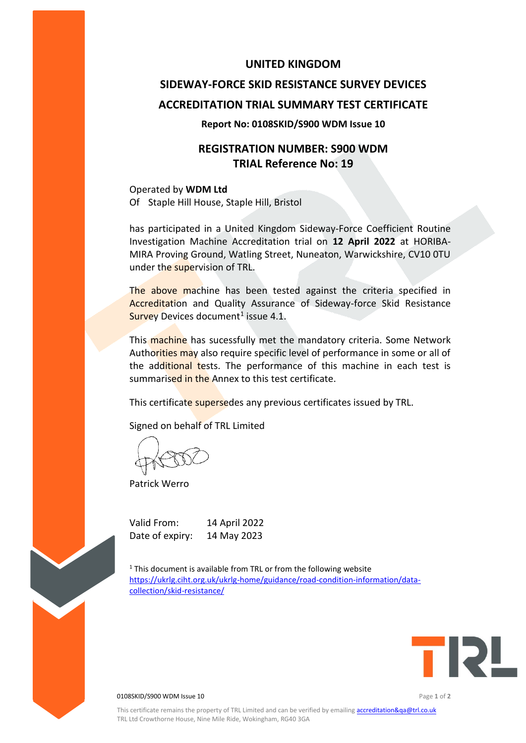# UNITED KINGDOM

# SIDEWAY-FORCE SKID RESISTANCE SURVEY DEVICES

# ACCREDITATION TRIAL SUMMARY TEST CERTIFICATE

**Report No: 0108SKID/S900 WDM Issue 10**

## REGISTRATION NUMBER: S900 WDM
## TRIAL Reference No: 19

Operated by **WDM Ltd**
Of Staple Hill House, Staple Hill, Bristol

has participated in a United Kingdom Sideway-Force Coefficient Routine Investigation Machine Accreditation trial on **12 April 2022** at HORIBA-MIRA Proving Ground, Watling Street, Nuneaton, Warwickshire, CV10 0TU under the supervision of TRL.

The above machine has been tested against the criteria specified in Accreditation and Quality Assurance of Sideway-force Skid Resistance Survey Devices document[1] issue 4.1.

This machine has sucessfully met the mandatory criteria. Some Network Authorities may also require specific level of performance in some or all of the additional tests. The performance of this machine in each test is summarised in the Annex to this test certificate.

This certificate supersedes any previous certificates issued by TRL.

Signed on behalf of TRL Limited

Patrick Werro

Valid From: 14 April 2022
Date of expiry: 14 May 2023

[1] This document is available from TRL or from the following website https://ukrlg.ciht.org.uk/ukrlg-home/guidance/road-condition-information/data-collection/skid-resistance/

0108SKID/S900 WDM Issue 10

This certificate remains the property of TRL Limited and can be verified by emailing accreditation&qa@trl.co.uk
TRL Ltd Crowthorne House, Nine Mile Ride, Wokingham, RG40 3GA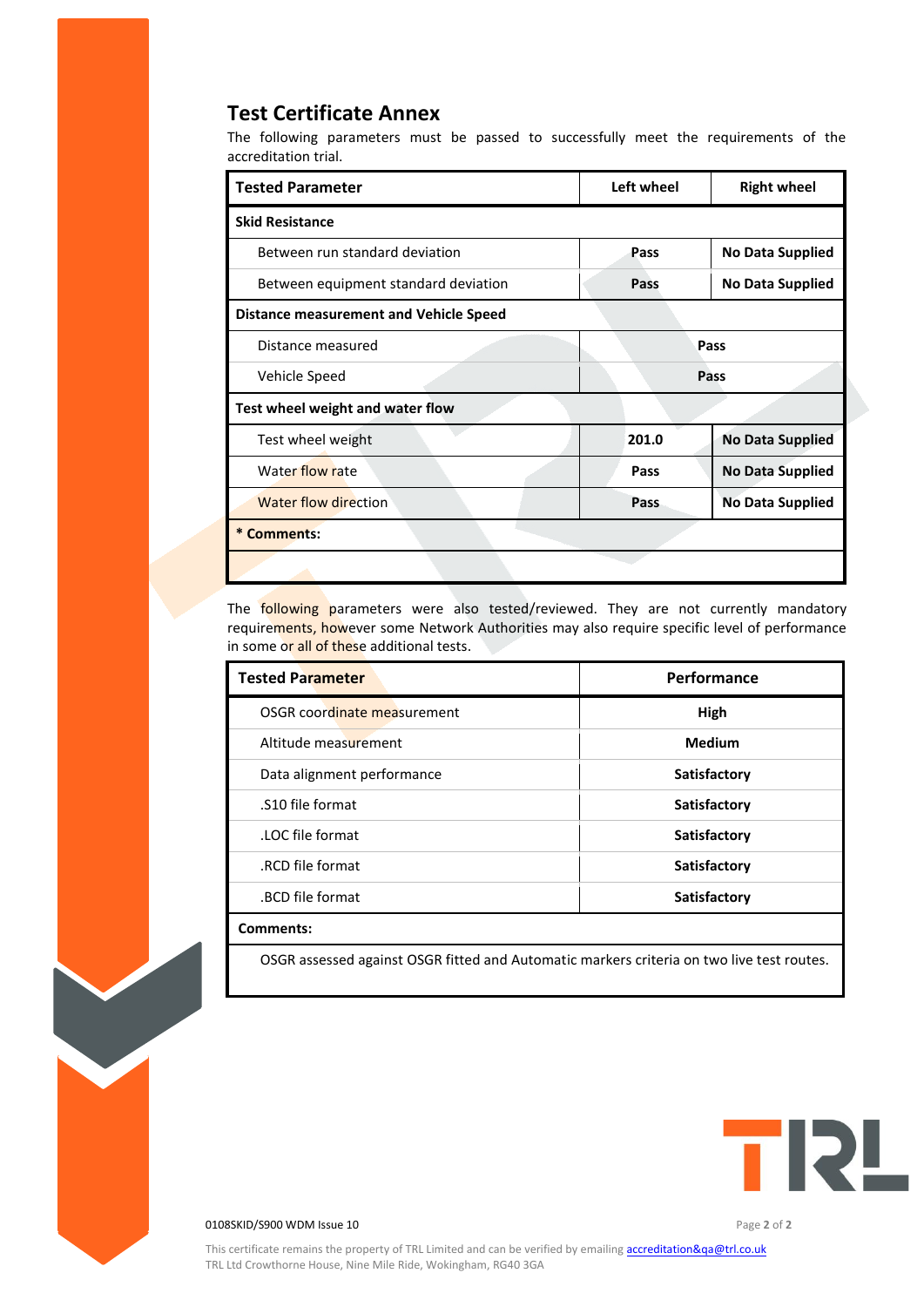# Test Certificate Annex

The following parameters must be passed to successfully meet the requirements of the accreditation trial.

| Tested Parameter | Left wheel | Right wheel |
|---|---|---|
| **Skid Resistance** | | |
| Between run standard deviation | **Pass** | **No Data Supplied** |
| Between equipment standard deviation | **Pass** | **No Data Supplied** |
| **Distance measurement and Vehicle Speed** | | |
| Distance measured | **Pass** | |
| Vehicle Speed | **Pass** | |
| **Test wheel weight and water flow** | | |
| Test wheel weight | **201.0** | **No Data Supplied** |
| Water flow rate | **Pass** | **No Data Supplied** |
| Water flow direction | **Pass** | **No Data Supplied** |
| **\* Comments:** | | |

The following parameters were also tested/reviewed. They are not currently mandatory requirements, however some Network Authorities may also require specific level of performance in some or all of these additional tests.

| Tested Parameter | Performance |
|---|---|
| OSGR coordinate measurement | **High** |
| Altitude measurement | **Medium** |
| Data alignment performance | **Satisfactory** |
| .S10 file format | **Satisfactory** |
| .LOC file format | **Satisfactory** |
| .RCD file format | **Satisfactory** |
| .BCD file format | **Satisfactory** |
| **Comments:** | |
| OSGR assessed against OSGR fitted and Automatic markers criteria on two live test routes. | |

0108SKID/S900 WDM Issue 10

This certificate remains the property of TRL Limited and can be verified by emailing accreditation&qa@trl.co.uk
TRL Ltd Crowthorne House, Nine Mile Ride, Wokingham, RG40 3GA